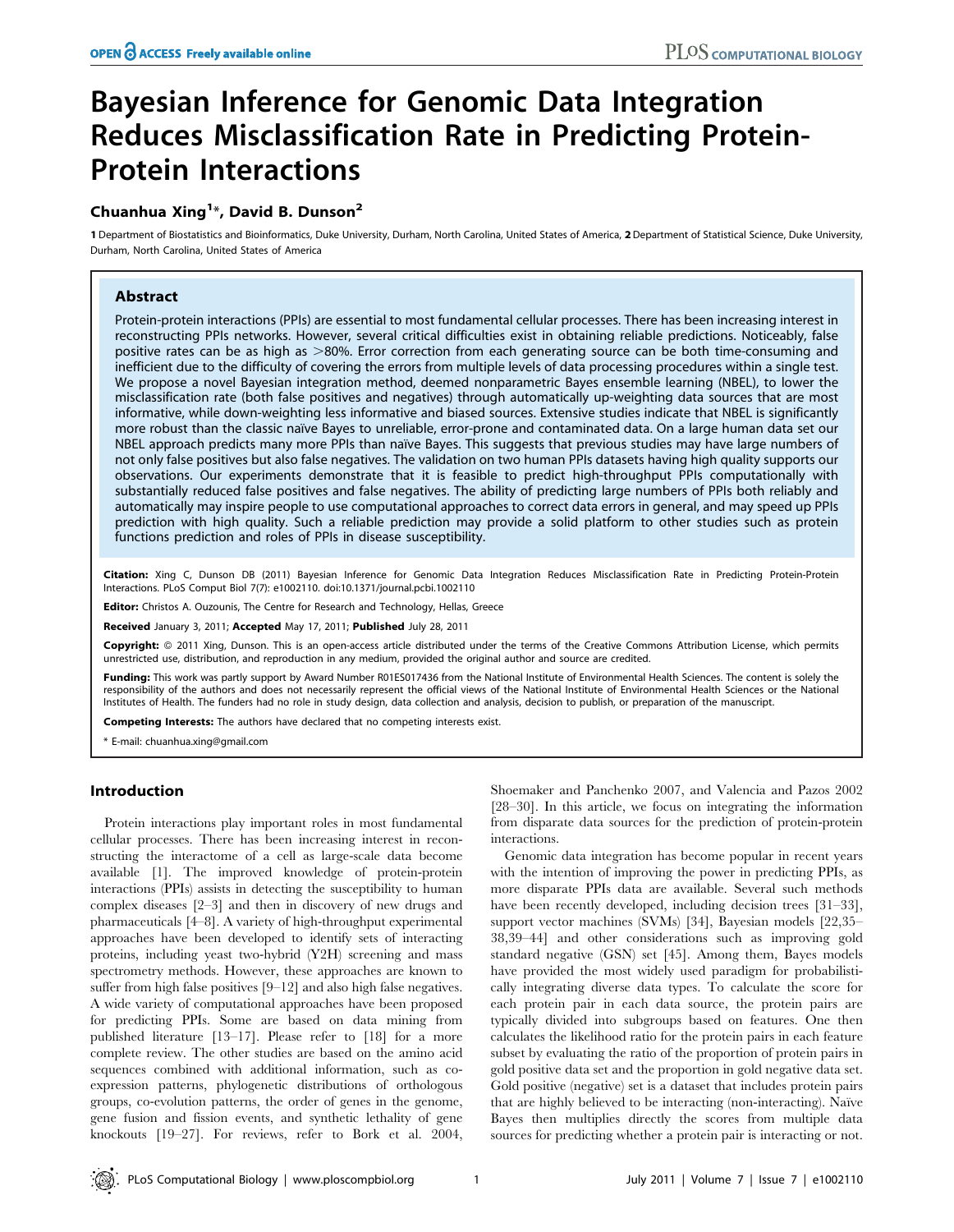# Bayesian Inference for Genomic Data Integration Reduces Misclassification Rate in Predicting Protein-Protein Interactions

**Chuanhua Xing[1]*, David B. Dunson[2]**

**1** Department of Biostatistics and Bioinformatics, Duke University, Durham, North Carolina, United States of America, **2** Department of Statistical Science, Duke University, Durham, North Carolina, United States of America

## Abstract

Protein-protein interactions (PPIs) are essential to most fundamental cellular processes. There has been increasing interest in reconstructing PPIs networks. However, several critical difficulties exist in obtaining reliable predictions. Noticeably, false positive rates can be as high as >80%. Error correction from each generating source can be both time-consuming and inefficient due to the difficulty of covering the errors from multiple levels of data processing procedures within a single test. We propose a novel Bayesian integration method, deemed nonparametric Bayes ensemble learning (NBEL), to lower the misclassification rate (both false positives and negatives) through automatically up-weighting data sources that are most informative, while down-weighting less informative and biased sources. Extensive studies indicate that NBEL is significantly more robust than the classic naïve Bayes to unreliable, error-prone and contaminated data. On a large human data set our NBEL approach predicts many more PPIs than naïve Bayes. This suggests that previous studies may have large numbers of not only false positives but also false negatives. The validation on two human PPIs datasets having high quality supports our observations. Our experiments demonstrate that it is feasible to predict high-throughput PPIs computationally with substantially reduced false positives and false negatives. The ability of predicting large numbers of PPIs both reliably and automatically may inspire people to use computational approaches to correct data errors in general, and may speed up PPIs prediction with high quality. Such a reliable prediction may provide a solid platform to other studies such as protein functions prediction and roles of PPIs in disease susceptibility.

**Citation:** Xing C, Dunson DB (2011) Bayesian Inference for Genomic Data Integration Reduces Misclassification Rate in Predicting Protein-Protein Interactions. PLoS Comput Biol 7(7): e1002110. doi:10.1371/journal.pcbi.1002110

**Editor:** Christos A. Ouzounis, The Centre for Research and Technology, Hellas, Greece

**Received** January 3, 2011; **Accepted** May 17, 2011; **Published** July 28, 2011

**Copyright:** © 2011 Xing, Dunson. This is an open-access article distributed under the terms of the Creative Commons Attribution License, which permits unrestricted use, distribution, and reproduction in any medium, provided the original author and source are credited.

**Funding:** This work was partly support by Award Number R01ES017436 from the National Institute of Environmental Health Sciences. The content is solely the responsibility of the authors and does not necessarily represent the official views of the National Institute of Environmental Health Sciences or the National Institutes of Health. The funders had no role in study design, data collection and analysis, decision to publish, or preparation of the manuscript.

**Competing Interests:** The authors have declared that no competing interests exist.

* E-mail: chuanhua.xing@gmail.com

## Introduction

Protein interactions play important roles in most fundamental cellular processes. There has been increasing interest in reconstructing the interactome of a cell as large-scale data become available [1]. The improved knowledge of protein-protein interactions (PPIs) assists in detecting the susceptibility to human complex diseases [2–3] and then in discovery of new drugs and pharmaceuticals [4–8]. A variety of high-throughput experimental approaches have been developed to identify sets of interacting proteins, including yeast two-hybrid (Y2H) screening and mass spectrometry methods. However, these approaches are known to suffer from high false positives [9–12] and also high false negatives. A wide variety of computational approaches have been proposed for predicting PPIs. Some are based on data mining from published literature [13–17]. Please refer to [18] for a more complete review. The other studies are based on the amino acid sequences combined with additional information, such as co-expression patterns, phylogenetic distributions of orthologous groups, co-evolution patterns, the order of genes in the genome, gene fusion and fission events, and synthetic lethality of gene knockouts [19–27]. For reviews, refer to Bork et al. 2004, Shoemaker and Panchenko 2007, and Valencia and Pazos 2002 [28–30]. In this article, we focus on integrating the information from disparate data sources for the prediction of protein-protein interactions.

Genomic data integration has become popular in recent years with the intention of improving the power in predicting PPIs, as more disparate PPIs data are available. Several such methods have been recently developed, including decision trees [31–33], support vector machines (SVMs) [34], Bayesian models [22,35–38,39–44] and other considerations such as improving gold standard negative (GSN) set [45]. Among them, Bayes models have provided the most widely used paradigm for probabilistically integrating diverse data types. To calculate the score for each protein pair in each data source, the protein pairs are typically divided into subgroups based on features. One then calculates the likelihood ratio for the protein pairs in each feature subset by evaluating the ratio of the proportion of protein pairs in gold positive data set and the proportion in gold negative data set. Gold positive (negative) set is a dataset that includes protein pairs that are highly believed to be interacting (non-interacting). Naïve Bayes then multiplies directly the scores from multiple data sources for predicting whether a protein pair is interacting or not.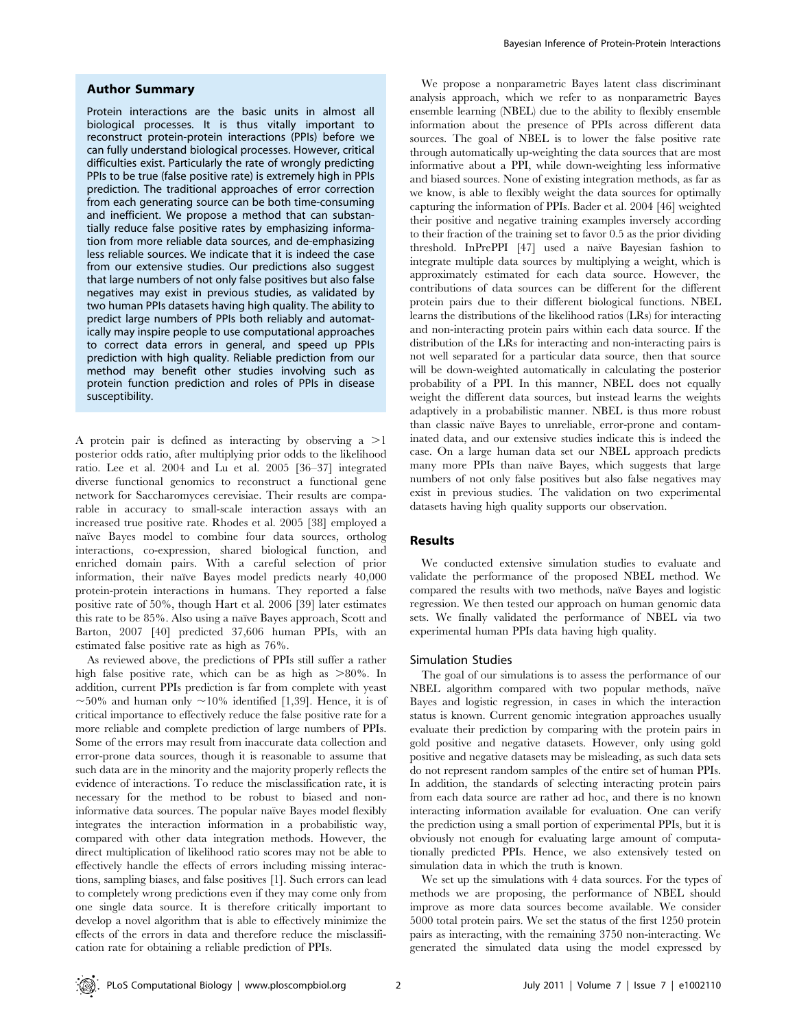## Author Summary

Protein interactions are the basic units in almost all biological processes. It is thus vitally important to reconstruct protein-protein interactions (PPIs) before we can fully understand biological processes. However, critical difficulties exist. Particularly the rate of wrongly predicting PPIs to be true (false positive rate) is extremely high in PPIs prediction. The traditional approaches of error correction from each generating source can be both time-consuming and inefficient. We propose a method that can substantially reduce false positive rates by emphasizing information from more reliable data sources, and de-emphasizing less reliable sources. We indicate that it is indeed the case from our extensive studies. Our predictions also suggest that large numbers of not only false positives but also false negatives may exist in previous studies, as validated by two human PPIs datasets having high quality. The ability to predict large numbers of PPIs both reliably and automatically may inspire people to use computational approaches to correct data errors in general, and speed up PPIs prediction with high quality. Reliable prediction from our method may benefit other studies involving such as protein function prediction and roles of PPIs in disease susceptibility.

A protein pair is defined as interacting by observing a $>1$ posterior odds ratio, after multiplying prior odds to the likelihood ratio. Lee et al. 2004 and Lu et al. 2005 [36–37] integrated diverse functional genomics to reconstruct a functional gene network for Saccharomyces cerevisiae. Their results are comparable in accuracy to small-scale interaction assays with an increased true positive rate. Rhodes et al. 2005 [38] employed a naïve Bayes model to combine four data sources, ortholog interactions, co-expression, shared biological function, and enriched domain pairs. With a careful selection of prior information, their naïve Bayes model predicts nearly 40,000 protein-protein interactions in humans. They reported a false positive rate of 50%, though Hart et al. 2006 [39] later estimates this rate to be 85%. Also using a naïve Bayes approach, Scott and Barton, 2007 [40] predicted 37,606 human PPIs, with an estimated false positive rate as high as 76%.

As reviewed above, the predictions of PPIs still suffer a rather high false positive rate, which can be as high as $>80\%$. In addition, current PPIs prediction is far from complete with yeast $\sim50\%$ and human only $\sim10\%$ identified [1,39]. Hence, it is of critical importance to effectively reduce the false positive rate for a more reliable and complete prediction of large numbers of PPIs. Some of the errors may result from inaccurate data collection and error-prone data sources, though it is reasonable to assume that such data are in the minority and the majority properly reflects the evidence of interactions. To reduce the misclassification rate, it is necessary for the method to be robust to biased and non-informative data sources. The popular naïve Bayes model flexibly integrates the interaction information in a probabilistic way, compared with other data integration methods. However, the direct multiplication of likelihood ratio scores may not be able to effectively handle the effects of errors including missing interactions, sampling biases, and false positives [1]. Such errors can lead to completely wrong predictions even if they may come only from one single data source. It is therefore critically important to develop a novel algorithm that is able to effectively minimize the effects of the errors in data and therefore reduce the misclassification rate for obtaining a reliable prediction of PPIs.

We propose a nonparametric Bayes latent class discriminant analysis approach, which we refer to as nonparametric Bayes ensemble learning (NBEL) due to the ability to flexibly ensemble information about the presence of PPIs across different data sources. The goal of NBEL is to lower the false positive rate through automatically up-weighting the data sources that are most informative about a PPI, while down-weighting less informative and biased sources. None of existing integration methods, as far as we know, is able to flexibly weight the data sources for optimally capturing the information of PPIs. Bader et al. 2004 [46] weighted their positive and negative training examples inversely according to their fraction of the training set to favor 0.5 as the prior dividing threshold. InPrePPI [47] used a naïve Bayesian fashion to integrate multiple data sources by multiplying a weight, which is approximately estimated for each data source. However, the contributions of data sources can be different for the different protein pairs due to their different biological functions. NBEL learns the distributions of the likelihood ratios (LRs) for interacting and non-interacting protein pairs within each data source. If the distribution of the LRs for interacting and non-interacting pairs is not well separated for a particular data source, then that source will be down-weighted automatically in calculating the posterior probability of a PPI. In this manner, NBEL does not equally weight the different data sources, but instead learns the weights adaptively in a probabilistic manner. NBEL is thus more robust than classic naïve Bayes to unreliable, error-prone and contaminated data, and our extensive studies indicate this is indeed the case. On a large human data set our NBEL approach predicts many more PPIs than naïve Bayes, which suggests that large numbers of not only false positives but also false negatives may exist in previous studies. The validation on two experimental datasets having high quality supports our observation.

## Results

We conducted extensive simulation studies to evaluate and validate the performance of the proposed NBEL method. We compared the results with two methods, naïve Bayes and logistic regression. We then tested our approach on human genomic data sets. We finally validated the performance of NBEL via two experimental human PPIs data having high quality.

### Simulation Studies

The goal of our simulations is to assess the performance of our NBEL algorithm compared with two popular methods, naïve Bayes and logistic regression, in cases in which the interaction status is known. Current genomic integration approaches usually evaluate their prediction by comparing with the protein pairs in gold positive and negative datasets. However, only using gold positive and negative datasets may be misleading, as such data sets do not represent random samples of the entire set of human PPIs. In addition, the standards of selecting interacting protein pairs from each data source are rather ad hoc, and there is no known interacting information available for evaluation. One can verify the prediction using a small portion of experimental PPIs, but it is obviously not enough for evaluating large amount of computationally predicted PPIs. Hence, we also extensively tested on simulation data in which the truth is known.

We set up the simulations with 4 data sources. For the types of methods we are proposing, the performance of NBEL should improve as more data sources become available. We consider 5000 total protein pairs. We set the status of the first 1250 protein pairs as interacting, with the remaining 3750 non-interacting. We generated the simulated data using the model expressed by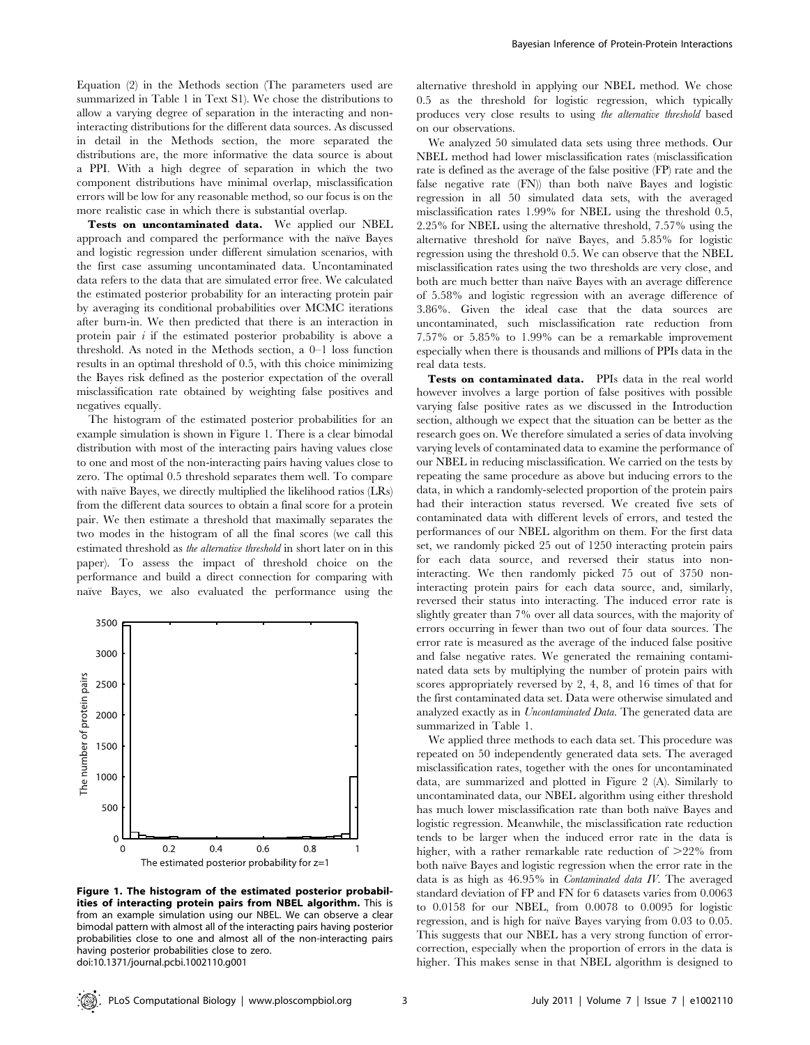Equation (2) in the Methods section (The parameters used are summarized in Table 1 in Text S1). We chose the distributions to allow a varying degree of separation in the interacting and non-interacting distributions for the different data sources. As discussed in detail in the Methods section, the more separated the distributions are, the more informative the data source is about a PPI. With a high degree of separation in which the two component distributions have minimal overlap, misclassification errors will be low for any reasonable method, so our focus is on the more realistic case in which there is substantial overlap.

**Tests on uncontaminated data.** We applied our NBEL approach and compared the performance with the naïve Bayes and logistic regression under different simulation scenarios, with the first case assuming uncontaminated data. Uncontaminated data refers to the data that are simulated error free. We calculated the estimated posterior probability for an interacting protein pair by averaging its conditional probabilities over MCMC iterations after burn-in. We then predicted that there is an interaction in protein pair $i$ if the estimated posterior probability is above a threshold. As noted in the Methods section, a 0–1 loss function results in an optimal threshold of 0.5, with this choice minimizing the Bayes risk defined as the posterior expectation of the overall misclassification rate obtained by weighting false positives and negatives equally.

The histogram of the estimated posterior probabilities for an example simulation is shown in Figure 1. There is a clear bimodal distribution with most of the interacting pairs having values close to one and most of the non-interacting pairs having values close to zero. The optimal 0.5 threshold separates them well. To compare with naïve Bayes, we directly multiplied the likelihood ratios (LRs) from the different data sources to obtain a final score for a protein pair. We then estimate a threshold that maximally separates the two modes in the histogram of all the final scores (we call this estimated threshold as *the alternative threshold* in short later on in this paper). To assess the impact of threshold choice on the performance and build a direct connection for comparing with naïve Bayes, we also evaluated the performance using the alternative threshold in applying our NBEL method. We chose 0.5 as the threshold for logistic regression, which typically produces very close results to using *the alternative threshold* based on our observations.

**Figure 1. The histogram of the estimated posterior probabilities of interacting protein pairs from NBEL algorithm.** This is from an example simulation using our NBEL. We can observe a clear bimodal pattern with almost all of the interacting pairs having posterior probabilities close to one and almost all of the non-interacting pairs having posterior probabilities close to zero.
doi:10.1371/journal.pcbi.1002110.g001

We analyzed 50 simulated data sets using three methods. Our NBEL method had lower misclassification rates (misclassification rate is defined as the average of the false positive (FP) rate and the false negative rate (FN)) than both naïve Bayes and logistic regression in all 50 simulated data sets, with the averaged misclassification rates 1.99% for NBEL using the threshold 0.5, 2.25% for NBEL using the alternative threshold, 7.57% using the alternative threshold for naïve Bayes, and 5.85% for logistic regression using the threshold 0.5. We can observe that the NBEL misclassification rates using the two thresholds are very close, and both are much better than naïve Bayes with an average difference of 5.58% and logistic regression with an average difference of 3.86%. Given the ideal case that the data sources are uncontaminated, such misclassification rate reduction from 7.57% or 5.85% to 1.99% can be a remarkable improvement especially when there is thousands and millions of PPIs data in the real data tests.

**Tests on contaminated data.** PPIs data in the real world however involves a large portion of false positives with possible varying false positive rates as we discussed in the Introduction section, although we expect that the situation can be better as the research goes on. We therefore simulated a series of data involving varying levels of contaminated data to examine the performance of our NBEL in reducing misclassification. We carried on the tests by repeating the same procedure as above but inducing errors to the data, in which a randomly-selected proportion of the protein pairs had their interaction status reversed. We created five sets of contaminated data with different levels of errors, and tested the performances of our NBEL algorithm on them. For the first data set, we randomly picked 25 out of 1250 interacting protein pairs for each data source, and reversed their status into non-interacting. We then randomly picked 75 out of 3750 non-interacting protein pairs for each data source, and, similarly, reversed their status into interacting. The induced error rate is slightly greater than 7% over all data sources, with the majority of errors occurring in fewer than two out of four data sources. The error rate is measured as the average of the induced false positive and false negative rates. We generated the remaining contaminated data sets by multiplying the number of protein pairs with scores appropriately reversed by 2, 4, 8, and 16 times of that for the first contaminated data set. Data were otherwise simulated and analyzed exactly as in *Uncontaminated Data*. The generated data are summarized in Table 1.

We applied three methods to each data set. This procedure was repeated on 50 independently generated data sets. The averaged misclassification rates, together with the ones for uncontaminated data, are summarized and plotted in Figure 2 (A). Similarly to uncontaminated data, our NBEL algorithm using either threshold has much lower misclassification rate than both naïve Bayes and logistic regression. Meanwhile, the misclassification rate reduction tends to be larger when the induced error rate in the data is higher, with a rather remarkable rate reduction of >22% from both naïve Bayes and logistic regression when the error rate in the data is as high as 46.95% in *Contaminated data IV*. The averaged standard deviation of FP and FN for 6 datasets varies from 0.0063 to 0.0158 for our NBEL, from 0.0078 to 0.0095 for logistic regression, and is high for naïve Bayes varying from 0.03 to 0.05. This suggests that our NBEL has a very strong function of error-correction, especially when the proportion of errors in the data is higher. This makes sense in that NBEL algorithm is designed to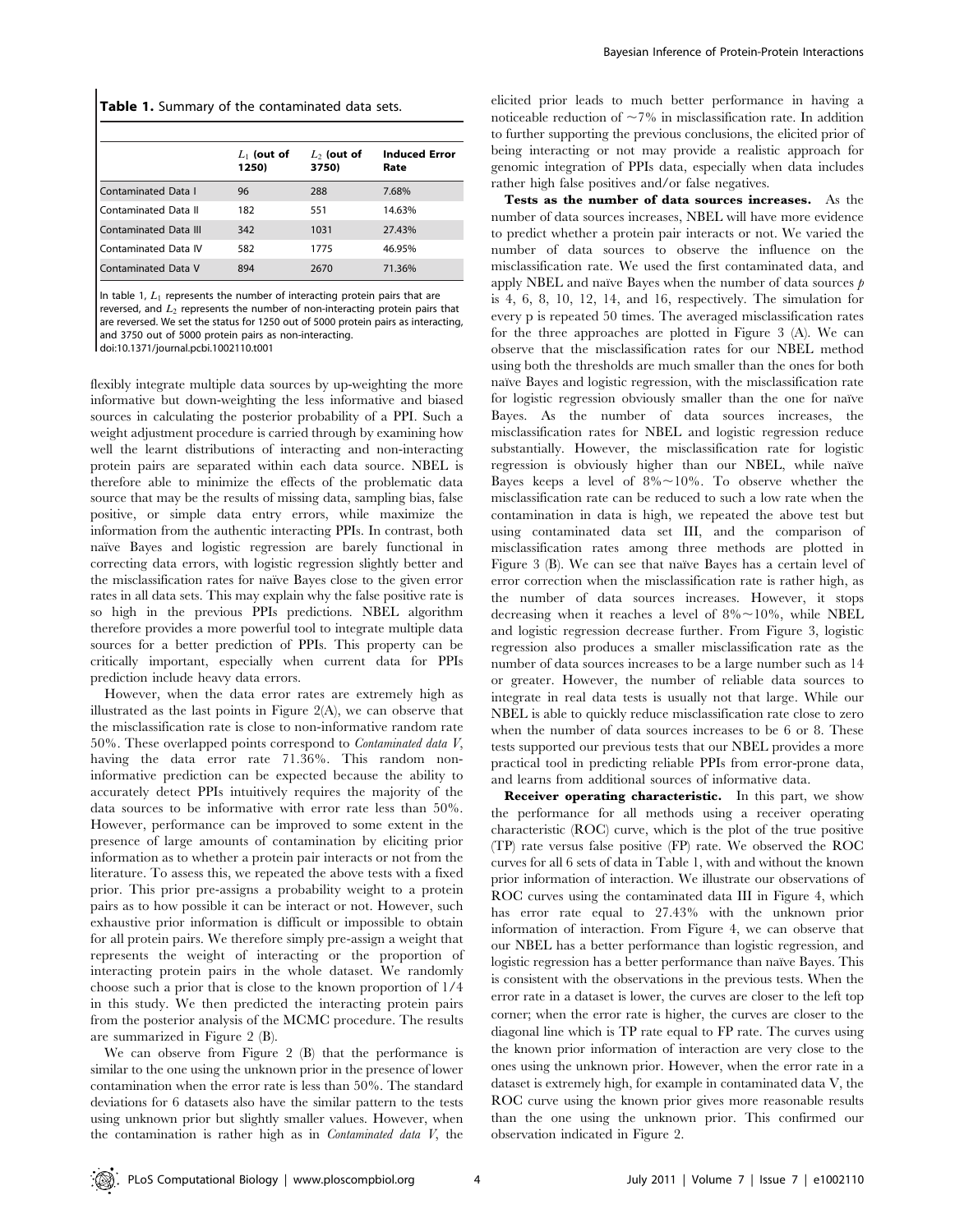**Table 1.** Summary of the contaminated data sets.

| | $L_1$ (out of 1250) | $L_2$ (out of 3750) | Induced Error Rate |
|---|---|---|---|
| Contaminated Data I | 96 | 288 | 7.68% |
| Contaminated Data II | 182 | 551 | 14.63% |
| Contaminated Data III | 342 | 1031 | 27.43% |
| Contaminated Data IV | 582 | 1775 | 46.95% |
| Contaminated Data V | 894 | 2670 | 71.36% |

In table 1, $L_1$ represents the number of interacting protein pairs that are reversed, and $L_2$ represents the number of non-interacting protein pairs that are reversed. We set the status for 1250 out of 5000 protein pairs as interacting, and 3750 out of 5000 protein pairs as non-interacting.

doi:10.1371/journal.pcbi.1002110.t001

flexibly integrate multiple data sources by up-weighting the more informative but down-weighting the less informative and biased sources in calculating the posterior probability of a PPI. Such a weight adjustment procedure is carried through by examining how well the learnt distributions of interacting and non-interacting protein pairs are separated within each data source. NBEL is therefore able to minimize the effects of the problematic data source that may be the results of missing data, sampling bias, false positive, or simple data entry errors, while maximize the information from the authentic interacting PPIs. In contrast, both naïve Bayes and logistic regression are barely functional in correcting data errors, with logistic regression slightly better and the misclassification rates for naïve Bayes close to the given error rates in all data sets. This may explain why the false positive rate is so high in the previous PPIs predictions. NBEL algorithm therefore provides a more powerful tool to integrate multiple data sources for a better prediction of PPIs. This property can be critically important, especially when current data for PPIs prediction include heavy data errors.

However, when the data error rates are extremely high as illustrated as the last points in Figure 2(A), we can observe that the misclassification rate is close to non-informative random rate 50%. These overlapped points correspond to *Contaminated data V*, having the data error rate 71.36%. This random non-informative prediction can be expected because the ability to accurately detect PPIs intuitively requires the majority of the data sources to be informative with error rate less than 50%. However, performance can be improved to some extent in the presence of large amounts of contamination by eliciting prior information as to whether a protein pair interacts or not from the literature. To assess this, we repeated the above tests with a fixed prior. This prior pre-assigns a probability weight to a protein pairs as to how possible it can be interact or not. However, such exhaustive prior information is difficult or impossible to obtain for all protein pairs. We therefore simply pre-assign a weight that represents the weight of interacting or the proportion of interacting protein pairs in the whole dataset. We randomly choose such a prior that is close to the known proportion of 1/4 in this study. We then predicted the interacting protein pairs from the posterior analysis of the MCMC procedure. The results are summarized in Figure 2 (B).

We can observe from Figure 2 (B) that the performance is similar to the one using the unknown prior in the presence of lower contamination when the error rate is less than 50%. The standard deviations for 6 datasets also have the similar pattern to the tests using unknown prior but slightly smaller values. However, when the contamination is rather high as in *Contaminated data V*, the elicited prior leads to much better performance in having a noticeable reduction of ~7% in misclassification rate. In addition to further supporting the previous conclusions, the elicited prior of being interacting or not may provide a realistic approach for genomic integration of PPIs data, especially when data includes rather high false positives and/or false negatives.

**Tests as the number of data sources increases.** As the number of data sources increases, NBEL will have more evidence to predict whether a protein pair interacts or not. We varied the number of data sources to observe the influence on the misclassification rate. We used the first contaminated data, and apply NBEL and naïve Bayes when the number of data sources $p$ is 4, 6, 8, 10, 12, 14, and 16, respectively. The simulation for every p is repeated 50 times. The averaged misclassification rates for the three approaches are plotted in Figure 3 (A). We can observe that the misclassification rates for our NBEL method using both the thresholds are much smaller than the ones for both naïve Bayes and logistic regression, with the misclassification rate for logistic regression obviously smaller than the one for naïve Bayes. As the number of data sources increases, the misclassification rates for NBEL and logistic regression reduce substantially. However, the misclassification rate for logistic regression is obviously higher than our NBEL, while naïve Bayes keeps a level of 8%~10%. To observe whether the misclassification rate can be reduced to such a low rate when the contamination in data is high, we repeated the above test but using contaminated data set III, and the comparison of misclassification rates among three methods are plotted in Figure 3 (B). We can see that naïve Bayes has a certain level of error correction when the misclassification rate is rather high, as the number of data sources increases. However, it stops decreasing when it reaches a level of 8%~10%, while NBEL and logistic regression decrease further. From Figure 3, logistic regression also produces a smaller misclassification rate as the number of data sources increases to be a large number such as 14 or greater. However, the number of reliable data sources to integrate in real data tests is usually not that large. While our NBEL is able to quickly reduce misclassification rate close to zero when the number of data sources increases to be 6 or 8. These tests supported our previous tests that our NBEL provides a more practical tool in predicting reliable PPIs from error-prone data, and learns from additional sources of informative data.

**Receiver operating characteristic.** In this part, we show the performance for all methods using a receiver operating characteristic (ROC) curve, which is the plot of the true positive (TP) rate versus false positive (FP) rate. We observed the ROC curves for all 6 sets of data in Table 1, with and without the known prior information of interaction. We illustrate our observations of ROC curves using the contaminated data III in Figure 4, which has error rate equal to 27.43% with the unknown prior information of interaction. From Figure 4, we can observe that our NBEL has a better performance than logistic regression, and logistic regression has a better performance than naïve Bayes. This is consistent with the observations in the previous tests. When the error rate in a dataset is lower, the curves are closer to the left top corner; when the error rate is higher, the curves are closer to the diagonal line which is TP rate equal to FP rate. The curves using the known prior information of interaction are very close to the ones using the unknown prior. However, when the error rate in a dataset is extremely high, for example in contaminated data V, the ROC curve using the known prior gives more reasonable results than the one using the unknown prior. This confirmed our observation indicated in Figure 2.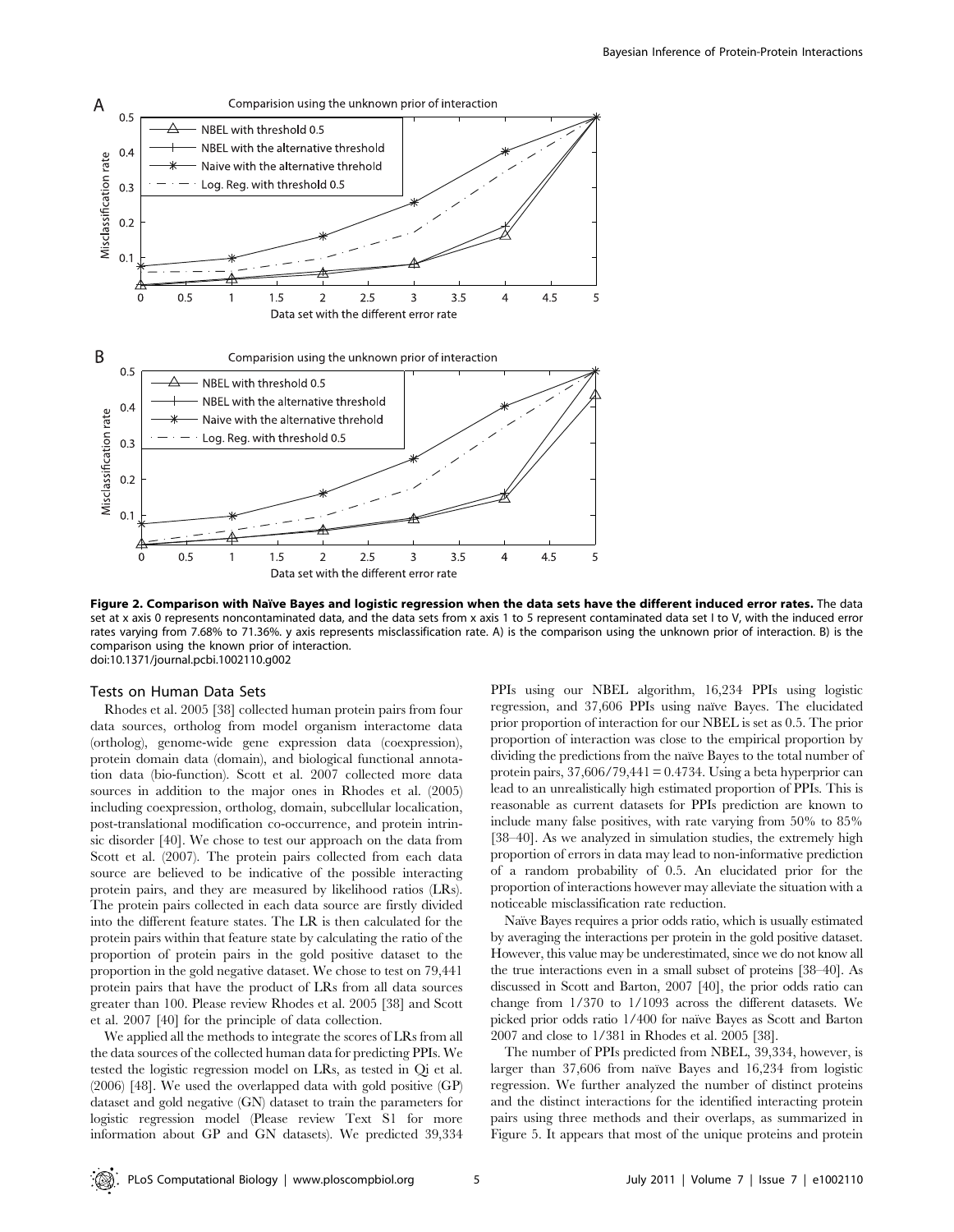**Figure 2. Comparison with Naïve Bayes and logistic regression when the data sets have the different induced error rates.** The data set at x axis 0 represents noncontaminated data, and the data sets from x axis 1 to 5 represent contaminated data set I to V, with the induced error rates varying from 7.68% to 71.36%. y axis represents misclassification rate. A) is the comparison using the unknown prior of interaction. B) is the comparison using the known prior of interaction.
doi:10.1371/journal.pcbi.1002110.g002

## Tests on Human Data Sets

Rhodes et al. 2005 [38] collected human protein pairs from four data sources, ortholog from model organism interactome data (ortholog), genome-wide gene expression data (coexpression), protein domain data (domain), and biological functional annotation data (bio-function). Scott et al. 2007 collected more data sources in addition to the major ones in Rhodes et al. (2005) including coexpression, ortholog, domain, subcellular localization, post-translational modification co-occurrence, and protein intrinsic disorder [40]. We chose to test our approach on the data from Scott et al. (2007). The protein pairs collected from each data source are believed to be indicative of the possible interacting protein pairs, and they are measured by likelihood ratios (LRs). The protein pairs collected in each data source are firstly divided into the different feature states. The LR is then calculated for the protein pairs within that feature state by calculating the ratio of the proportion of protein pairs in the gold positive dataset to the proportion in the gold negative dataset. We chose to test on 79,441 protein pairs that have the product of LRs from all data sources greater than 100. Please review Rhodes et al. 2005 [38] and Scott et al. 2007 [40] for the principle of data collection.

We applied all the methods to integrate the scores of LRs from all the data sources of the collected human data for predicting PPIs. We tested the logistic regression model on LRs, as tested in Qi et al. (2006) [48]. We used the overlapped data with gold positive (GP) dataset and gold negative (GN) dataset to train the parameters for logistic regression model (Please review Text S1 for more information about GP and GN datasets). We predicted 39,334 PPIs using our NBEL algorithm, 16,234 PPIs using logistic regression, and 37,606 PPIs using naïve Bayes. The elucidated prior proportion of interaction for our NBEL is set as 0.5. The prior proportion of interaction was close to the empirical proportion by dividing the predictions from the naïve Bayes to the total number of protein pairs, 37,606/79,441 = 0.4734. Using a beta hyperprior can lead to an unrealistically high estimated proportion of PPIs. This is reasonable as current datasets for PPIs prediction are known to include many false positives, with rate varying from 50% to 85% [38–40]. As we analyzed in simulation studies, the extremely high proportion of errors in data may lead to non-informative prediction of a random probability of 0.5. An elucidated prior for the proportion of interactions however may alleviate the situation with a noticeable misclassification rate reduction.

Naïve Bayes requires a prior odds ratio, which is usually estimated by averaging the interactions per protein in the gold positive dataset. However, this value may be underestimated, since we do not know all the true interactions even in a small subset of proteins [38–40]. As discussed in Scott and Barton, 2007 [40], the prior odds ratio can change from 1/370 to 1/1093 across the different datasets. We picked prior odds ratio 1/400 for naïve Bayes as Scott and Barton 2007 and close to 1/381 in Rhodes et al. 2005 [38].

The number of PPIs predicted from NBEL, 39,334, however, is larger than 37,606 from naïve Bayes and 16,234 from logistic regression. We further analyzed the number of distinct proteins and the distinct interactions for the identified interacting protein pairs using three methods and their overlaps, as summarized in Figure 5. It appears that most of the unique proteins and protein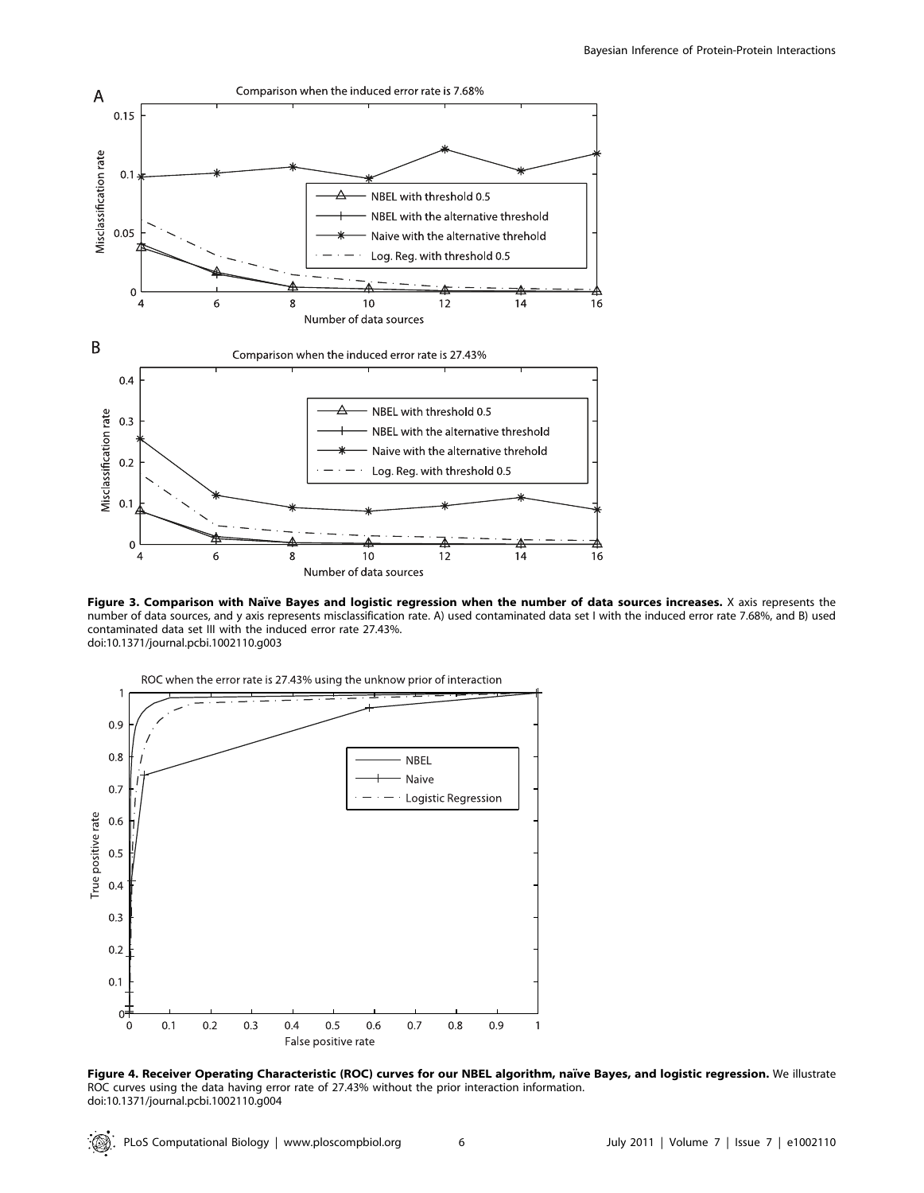**Figure 3. Comparison with Naïve Bayes and logistic regression when the number of data sources increases.** X axis represents the number of data sources, and y axis represents misclassification rate. A) used contaminated data set I with the induced error rate 7.68%, and B) used contaminated data set III with the induced error rate 27.43%.
doi:10.1371/journal.pcbi.1002110.g003

**Figure 4. Receiver Operating Characteristic (ROC) curves for our NBEL algorithm, naïve Bayes, and logistic regression.** We illustrate ROC curves using the data having error rate of 27.43% without the prior interaction information.
doi:10.1371/journal.pcbi.1002110.g004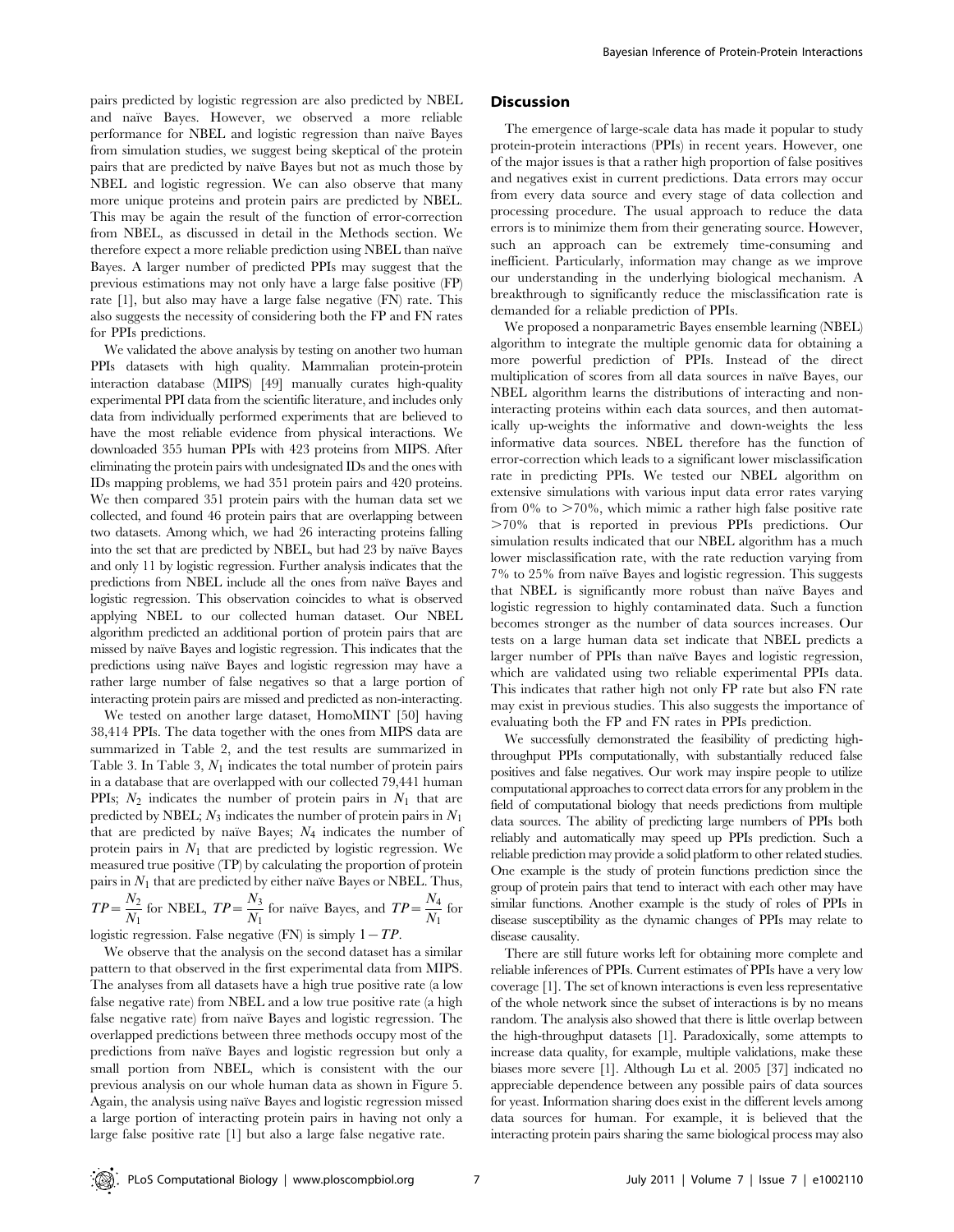pairs predicted by logistic regression are also predicted by NBEL and naïve Bayes. However, we observed a more reliable performance for NBEL and logistic regression than naïve Bayes from simulation studies, we suggest being skeptical of the protein pairs that are predicted by naïve Bayes but not as much those by NBEL and logistic regression. We can also observe that many more unique proteins and protein pairs are predicted by NBEL. This may be again the result of the function of error-correction from NBEL, as discussed in detail in the Methods section. We therefore expect a more reliable prediction using NBEL than naïve Bayes. A larger number of predicted PPIs may suggest that the previous estimations may not only have a large false positive (FP) rate [1], but also may have a large false negative (FN) rate. This also suggests the necessity of considering both the FP and FN rates for PPIs predictions.

We validated the above analysis by testing on another two human PPIs datasets with high quality. Mammalian protein-protein interaction database (MIPS) [49] manually curates high-quality experimental PPI data from the scientific literature, and includes only data from individually performed experiments that are believed to have the most reliable evidence from physical interactions. We downloaded 355 human PPIs with 423 proteins from MIPS. After eliminating the protein pairs with undesignated IDs and the ones with IDs mapping problems, we had 351 protein pairs and 420 proteins. We then compared 351 protein pairs with the human data set we collected, and found 46 protein pairs that are overlapping between two datasets. Among which, we had 26 interacting proteins falling into the set that are predicted by NBEL, but had 23 by naïve Bayes and only 11 by logistic regression. Further analysis indicates that the predictions from NBEL include all the ones from naïve Bayes and logistic regression. This observation coincides to what is observed applying NBEL to our collected human dataset. Our NBEL algorithm predicted an additional portion of protein pairs that are missed by naïve Bayes and logistic regression. This indicates that the predictions using naïve Bayes and logistic regression may have a rather large number of false negatives so that a large portion of interacting protein pairs are missed and predicted as non-interacting.

We tested on another large dataset, HomoMINT [50] having 38,414 PPIs. The data together with the ones from MIPS data are summarized in Table 2, and the test results are summarized in Table 3. In Table 3, $N_1$ indicates the total number of protein pairs in a database that are overlapped with our collected 79,441 human PPIs; $N_2$ indicates the number of protein pairs in $N_1$ that are predicted by NBEL; $N_3$ indicates the number of protein pairs in $N_1$ that are predicted by naïve Bayes; $N_4$ indicates the number of protein pairs in $N_1$ that are predicted by logistic regression. We measured true positive (TP) by calculating the proportion of protein pairs in $N_1$ that are predicted by either naïve Bayes or NBEL. Thus, $TP = \frac{N_2}{N_1}$ for NBEL, $TP = \frac{N_3}{N_1}$ for naïve Bayes, and $TP = \frac{N_4}{N_1}$ for logistic regression. False negative (FN) is simply $1 - TP$.

We observe that the analysis on the second dataset has a similar pattern to that observed in the first experimental data from MIPS. The analyses from all datasets have a high true positive rate (a low false negative rate) from NBEL and a low true positive rate (a high false negative rate) from naïve Bayes and logistic regression. The overlapped predictions between three methods occupy most of the predictions from naïve Bayes and logistic regression but only a small portion from NBEL, which is consistent with the our previous analysis on our whole human data as shown in Figure 5. Again, the analysis using naïve Bayes and logistic regression missed a large portion of interacting protein pairs in having not only a large false positive rate [1] but also a large false negative rate.

## Discussion

The emergence of large-scale data has made it popular to study protein-protein interactions (PPIs) in recent years. However, one of the major issues is that a rather high proportion of false positives and negatives exist in current predictions. Data errors may occur from every data source and every stage of data collection and processing procedure. The usual approach to reduce the data errors is to minimize them from their generating source. However, such an approach can be extremely time-consuming and inefficient. Particularly, information may change as we improve our understanding in the underlying biological mechanism. A breakthrough to significantly reduce the misclassification rate is demanded for a reliable prediction of PPIs.

We proposed a nonparametric Bayes ensemble learning (NBEL) algorithm to integrate the multiple genomic data for obtaining a more powerful prediction of PPIs. Instead of the direct multiplication of scores from all data sources in naïve Bayes, our NBEL algorithm learns the distributions of interacting and non-interacting proteins within each data sources, and then automatically up-weights the informative and down-weights the less informative data sources. NBEL therefore has the function of error-correction which leads to a significant lower misclassification rate in predicting PPIs. We tested our NBEL algorithm on extensive simulations with various input data error rates varying from 0% to >70%, which mimic a rather high false positive rate >70% that is reported in previous PPIs predictions. Our simulation results indicated that our NBEL algorithm has a much lower misclassification rate, with the rate reduction varying from 7% to 25% from naïve Bayes and logistic regression. This suggests that NBEL is significantly more robust than naïve Bayes and logistic regression to highly contaminated data. Such a function becomes stronger as the number of data sources increases. Our tests on a large human data set indicate that NBEL predicts a larger number of PPIs than naïve Bayes and logistic regression, which are validated using two reliable experimental PPIs data. This indicates that rather high not only FP rate but also FN rate may exist in previous studies. This also suggests the importance of evaluating both the FP and FN rates in PPIs prediction.

We successfully demonstrated the feasibility of predicting high-throughput PPIs computationally, with substantially reduced false positives and false negatives. Our work may inspire people to utilize computational approaches to correct data errors for any problem in the field of computational biology that needs predictions from multiple data sources. The ability of predicting large numbers of PPIs both reliably and automatically may speed up PPIs prediction. Such a reliable prediction may provide a solid platform to other related studies. One example is the study of protein functions prediction since the group of protein pairs that tend to interact with each other may have similar functions. Another example is the study of roles of PPIs in disease susceptibility as the dynamic changes of PPIs may relate to disease causality.

There are still future works left for obtaining more complete and reliable inferences of PPIs. Current estimates of PPIs have a very low coverage [1]. The set of known interactions is even less representative of the whole network since the subset of interactions is by no means random. The analysis also showed that there is little overlap between the high-throughput datasets [1]. Paradoxically, some attempts to increase data quality, for example, multiple validations, make these biases more severe [1]. Although Lu et al. 2005 [37] indicated no appreciable dependence between any possible pairs of data sources for yeast. Information sharing does exist in the different levels among data sources for human. For example, it is believed that the interacting protein pairs sharing the same biological process may also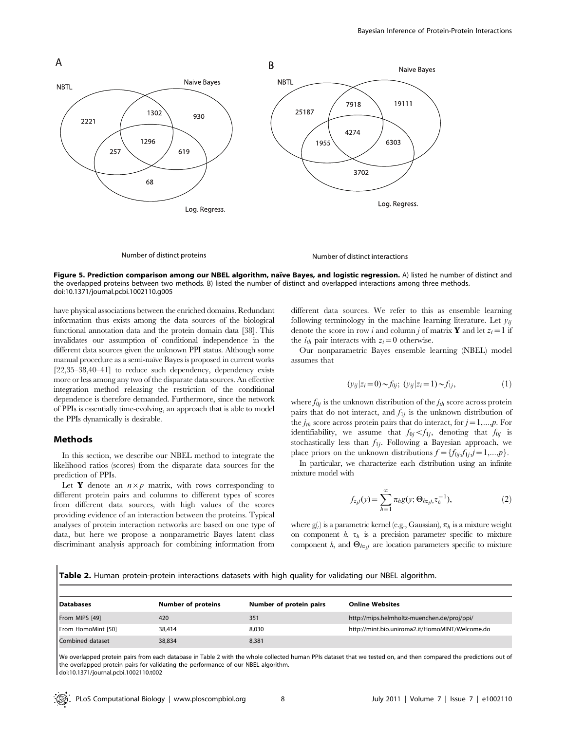Figure 5. Prediction comparison among our NBEL algorithm, naïve Bayes, and logistic regression. A) listed he number of distinct and the overlapped proteins between two methods. B) listed the number of distinct and overlapped interactions among three methods.
doi:10.1371/journal.pcbi.1002110.g005

have physical associations between the enriched domains. Redundant information thus exists among the data sources of the biological functional annotation data and the protein domain data [38]. This invalidates our assumption of conditional independence in the different data sources given the unknown PPI status. Although some manual procedure as a semi-naïve Bayes is proposed in current works [22,35–38,40–41] to reduce such dependency, dependency exists more or less among any two of the disparate data sources. An effective integration method releasing the restriction of the conditional dependence is therefore demanded. Furthermore, since the network of PPIs is essentially time-evolving, an approach that is able to model the PPIs dynamically is desirable.

## Methods

In this section, we describe our NBEL method to integrate the likelihood ratios (scores) from the disparate data sources for the prediction of PPIs.

Let $\mathbf{Y}$ denote an $n \times p$ matrix, with rows corresponding to different protein pairs and columns to different types of scores from different data sources, with high values of the scores providing evidence of an interaction between the proteins. Typical analyses of protein interaction networks are based on one type of data, but here we propose a nonparametric Bayes latent class discriminant analysis approach for combining information from different data sources. We refer to this as ensemble learning following terminology in the machine learning literature. Let $y_{ij}$ denote the score in row $i$ and column $j$ of matrix $\mathbf{Y}$ and let $z_i = 1$ if the $i_{th}$ pair interacts with $z_i = 0$ otherwise.

Our nonparametric Bayes ensemble learning (NBEL) model assumes that

$$(y_{ij}|z_i = 0) \sim f_{0j};\ (y_{ij}|z_i = 1) \sim f_{1j}, \tag{1}$$

where $f_{0j}$ is the unknown distribution of the $j_{th}$ score across protein pairs that do not interact, and $f_{1j}$ is the unknown distribution of the $j_{th}$ score across protein pairs that do interact, for $j = 1,\ldots,p$. For identifiability, we assume that $f_{0j} < f_{1j}$, denoting that $f_{0j}$ is stochastically less than $f_{1j}$. Following a Bayesian approach, we place priors on the unknown distributions $f = \{f_{0j}, f_{1j}, j = 1,\ldots,p\}$.

In particular, we characterize each distribution using an infinite mixture model with

$$f_{z_i j}(y) = \sum_{h=1}^{\infty} \pi_h g(y; \Theta_{h z_i j}, \tau_h^{-1}), \tag{2}$$

where g(.) is a parametric kernel (e.g., Gaussian), $\pi_h$ is a mixture weight on component $h$, $\tau_h$ is a precision parameter specific to mixture component $h$, and $\Theta_{h z_i j}$ are location parameters specific to mixture

**Table 2.** Human protein-protein interactions datasets with high quality for validating our NBEL algorithm.

| Databases | Number of proteins | Number of protein pairs | Online Websites |
|---|---|---|---|
| From MIPS [49] | 420 | 351 | http://mips.helmholtz-muenchen.de/proj/ppi/ |
| From HomoMint [50] | 38,414 | 8,030 | http://mint.bio.uniroma2.it/HomoMINT/Welcome.do |
| Combined dataset | 38,834 | 8,381 | |

We overlapped protein pairs from each database in Table 2 with the whole collected human PPIs dataset that we tested on, and then compared the predictions out of the overlapped protein pairs for validating the performance of our NBEL algorithm.
doi:10.1371/journal.pcbi.1002110.t002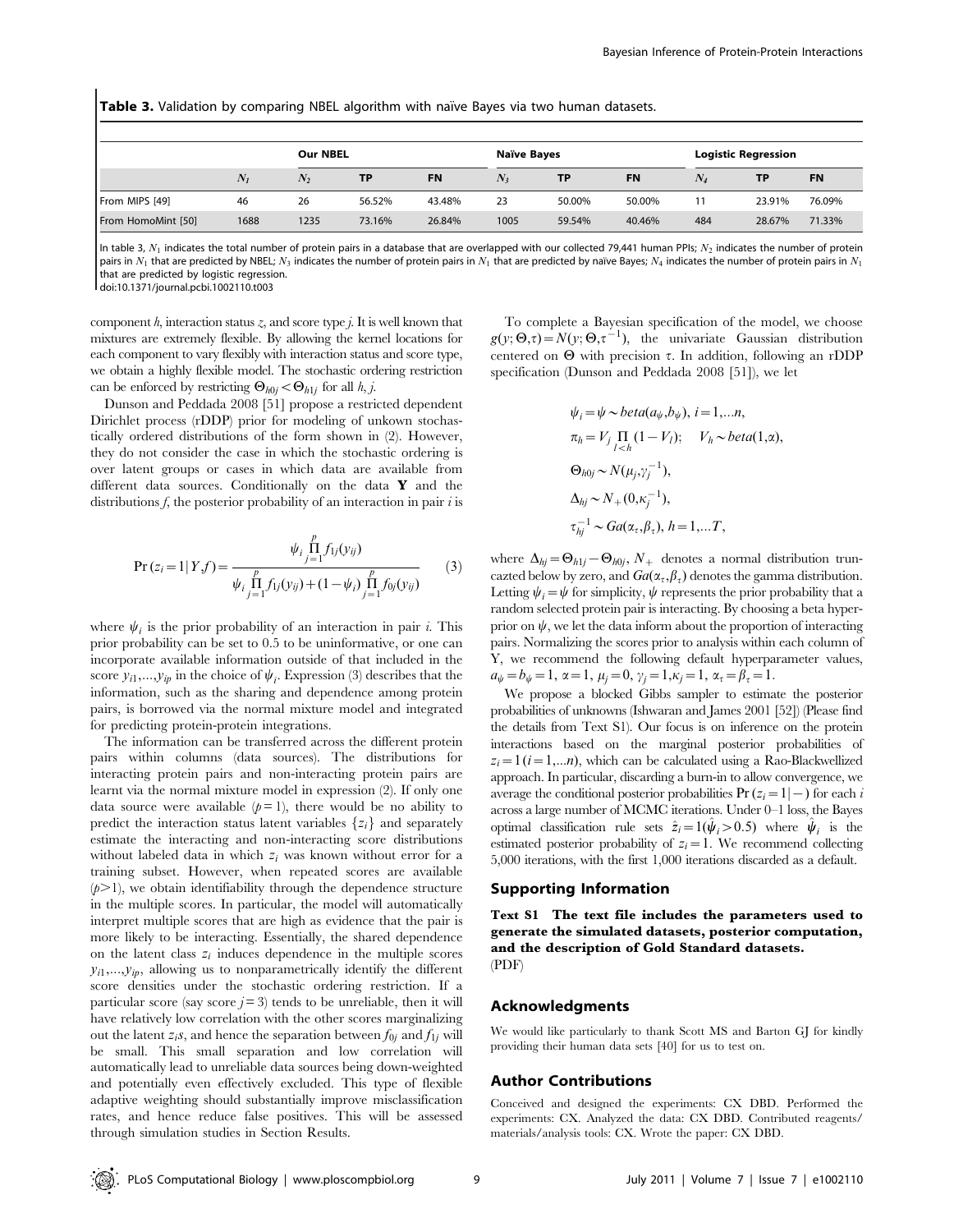**Table 3.** Validation by comparing NBEL algorithm with naïve Bayes via two human datasets.

| | | Our NBEL | | | Naïve Bayes | | | Logistic Regression | | |
|---|---|---|---|---|---|---|---|---|---|---|
| | $N_1$ | $N_2$ | TP | FN | $N_3$ | TP | FN | $N_4$ | TP | FN |
| From MIPS [49] | 46 | 26 | 56.52% | 43.48% | 23 | 50.00% | 50.00% | 11 | 23.91% | 76.09% |
| From HomoMint [50] | 1688 | 1235 | 73.16% | 26.84% | 1005 | 59.54% | 40.46% | 484 | 28.67% | 71.33% |

In table 3, $N_1$ indicates the total number of protein pairs in a database that are overlapped with our collected 79,441 human PPIs; $N_2$ indicates the number of protein pairs in $N_1$ that are predicted by NBEL; $N_3$ indicates the number of protein pairs in $N_1$ that are predicted by naïve Bayes; $N_4$ indicates the number of protein pairs in $N_1$ that are predicted by logistic regression.
doi:10.1371/journal.pcbi.1002110.t003

component $h$, interaction status $z$, and score type $j$. It is well known that mixtures are extremely flexible. By allowing the kernel locations for each component to vary flexibly with interaction status and score type, we obtain a highly flexible model. The stochastic ordering restriction can be enforced by restricting $\Theta_{h0j} < \Theta_{h1j}$ for all $h, j$.

Dunson and Peddada 2008 [51] propose a restricted dependent Dirichlet process (rDDP) prior for modeling of unkown stochastically ordered distributions of the form shown in (2). However, they do not consider the case in which the stochastic ordering is over latent groups or cases in which data are available from different data sources. Conditionally on the data $\mathbf{Y}$ and the distributions $f$, the posterior probability of an interaction in pair $i$ is

$$\Pr(z_i = 1 | Y, f) = \frac{\psi_i \prod_{j=1}^{p} f_{1j}(y_{ij})}{\psi_i \prod_{j=1}^{p} f_{1j}(y_{ij}) + (1-\psi_i) \prod_{j=1}^{p} f_{0j}(y_{ij})} \quad (3)$$

where $\psi_i$ is the prior probability of an interaction in pair $i$. This prior probability can be set to 0.5 to be uninformative, or one can incorporate available information outside of that included in the score $y_{i1},\ldots,y_{ip}$ in the choice of $\psi_i$. Expression (3) describes that the information, such as the sharing and dependence among protein pairs, is borrowed via the normal mixture model and integrated for predicting protein-protein integrations.

The information can be transferred across the different protein pairs within columns (data sources). The distributions for interacting protein pairs and non-interacting protein pairs are learnt via the normal mixture model in expression (2). If only one data source were available ($p = 1$), there would be no ability to predict the interaction status latent variables $\{z_i\}$ and separately estimate the interacting and non-interacting score distributions without labeled data in which $z_i$ was known without error for a training subset. However, when repeated scores are available ($p > 1$), we obtain identifiability through the dependence structure in the multiple scores. In particular, the model will automatically interpret multiple scores that are high as evidence that the pair is more likely to be interacting. Essentially, the shared dependence on the latent class $z_i$ induces dependence in the multiple scores $y_{i1},\ldots,y_{ip}$, allowing us to nonparametrically identify the different score densities under the stochastic ordering restriction. If a particular score (say score $j = 3$) tends to be unreliable, then it will have relatively low correlation with the other scores marginalizing out the latent $z_i$s, and hence the separation between $f_{0j}$ and $f_{1j}$ will be small. This small separation and low correlation will automatically lead to unreliable data sources being down-weighted and potentially even effectively excluded. This type of flexible adaptive weighting should substantially improve misclassification rates, and hence reduce false positives. This will be assessed through simulation studies in Section Results.

To complete a Bayesian specification of the model, we choose $g(y;\Theta,\tau) = N(y;\Theta,\tau^{-1})$, the univariate Gaussian distribution centered on $\Theta$ with precision $\tau$. In addition, following an rDDP specification (Dunson and Peddada 2008 [51]), we let

$$\psi_i = \psi \sim beta(a_\psi, b_\psi),\ i = 1,\ldots n,$$
$$\pi_h = V_j \prod_{l<h} (1 - V_l); \quad V_h \sim beta(1, \alpha),$$
$$\Theta_{h0j} \sim N(\mu_j, \gamma_j^{-1}),$$
$$\Delta_{hj} \sim N_+(0, \kappa_j^{-1}),$$
$$\tau_{hj}^{-1} \sim Ga(\alpha_\tau, \beta_\tau),\ h = 1,\ldots T,$$

where $\Delta_{hj} = \Theta_{h1j} - \Theta_{h0j}$, $N_+$ denotes a normal distribution truncazted below by zero, and $Ga(\alpha_\tau, \beta_\tau)$ denotes the gamma distribution. Letting $\psi_i = \psi$ for simplicity, $\psi$ represents the prior probability that a random selected protein pair is interacting. By choosing a beta hyperprior on $\psi$, we let the data inform about the proportion of interacting pairs. Normalizing the scores prior to analysis within each column of Y, we recommend the following default hyperparameter values, $a_\psi = b_\psi = 1$, $\alpha = 1$, $\mu_j = 0$, $\gamma_j = 1, \kappa_j = 1$, $\alpha_\tau = \beta_\tau = 1$.

We propose a blocked Gibbs sampler to estimate the posterior probabilities of unknowns (Ishwaran and James 2001 [52]) (Please find the details from Text S1). Our focus is on inference on the protein interactions based on the marginal posterior probabilities of $z_i = 1 (i = 1,\ldots n)$, which can be calculated using a Rao-Blackwellized approach. In particular, discarding a burn-in to allow convergence, we average the conditional posterior probabilities $\Pr(z_i = 1 | -)$ for each $i$ across a large number of MCMC iterations. Under 0–1 loss, the Bayes optimal classification rule sets $\hat{z}_i = 1(\hat{\psi}_i > 0.5)$ where $\hat{\psi}_i$ is the estimated posterior probability of $z_i = 1$. We recommend collecting 5,000 iterations, with the first 1,000 iterations discarded as a default.

## Supporting Information

**Text S1 The text file includes the parameters used to generate the simulated datasets, posterior computation, and the description of Gold Standard datasets.**
(PDF)

## Acknowledgments

We would like particularly to thank Scott MS and Barton GJ for kindly providing their human data sets [40] for us to test on.

## Author Contributions

Conceived and designed the experiments: CX DBD. Performed the experiments: CX. Analyzed the data: CX DBD. Contributed reagents/materials/analysis tools: CX. Wrote the paper: CX DBD.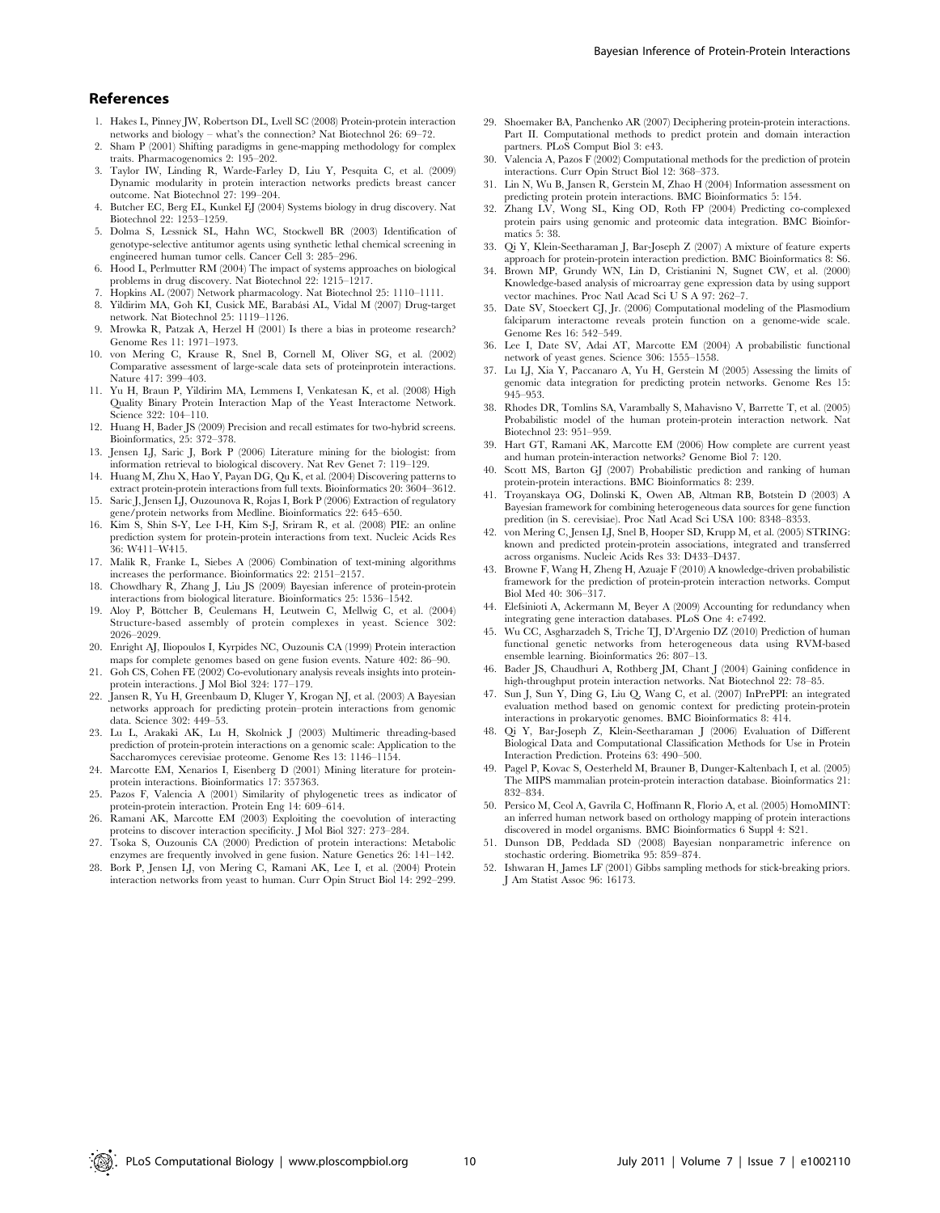## References

1. Hakes L, Pinney JW, Robertson DL, Lvell SC (2008) Protein-protein interaction networks and biology – what's the connection? Nat Biotechnol 26: 69–72.
2. Sham P (2001) Shifting paradigms in gene-mapping methodology for complex traits. Pharmacogenomics 2: 195–202.
3. Taylor IW, Linding R, Warde-Farley D, Liu Y, Pesquita C, et al. (2009) Dynamic modularity in protein interaction networks predicts breast cancer outcome. Nat Biotechnol 27: 199–204.
4. Butcher EC, Berg EL, Kunkel EJ (2004) Systems biology in drug discovery. Nat Biotechnol 22: 1253–1259.
5. Dolma S, Lessnick SL, Hahn WC, Stockwell BR (2003) Identification of genotype-selective antitumor agents using synthetic lethal chemical screening in engineered human tumor cells. Cancer Cell 3: 285–296.
6. Hood L, Perlmutter RM (2004) The impact of systems approaches on biological problems in drug discovery. Nat Biotechnol 22: 1215–1217.
7. Hopkins AL (2007) Network pharmacology. Nat Biotechnol 25: 1110–1111.
8. Yildirim MA, Goh KI, Cusick ME, Barabási AL, Vidal M (2007) Drug-target network. Nat Biotechnol 25: 1119–1126.
9. Mrowka R, Patzak A, Herzel H (2001) Is there a bias in proteome research? Genome Res 11: 1971–1973.
10. von Mering C, Krause R, Snel B, Cornell M, Oliver SG, et al. (2002) Comparative assessment of large-scale data sets of proteinprotein interactions. Nature 417: 399–403.
11. Yu H, Braun P, Yildirim MA, Lemmens I, Venkatesan K, et al. (2008) High Quality Binary Protein Interaction Map of the Yeast Interactome Network. Science 322: 104–110.
12. Huang H, Bader JS (2009) Precision and recall estimates for two-hybrid screens. Bioinformatics, 25: 372–378.
13. Jensen LJ, Saric J, Bork P (2006) Literature mining for the biologist: from information retrieval to biological discovery. Nat Rev Genet 7: 119–129.
14. Huang M, Zhu X, Hao Y, Payan DG, Qu K, et al. (2004) Discovering patterns to extract protein-protein interactions from full texts. Bioinformatics 20: 3604–3612.
15. Saric J, Jensen LJ, Ouzounova R, Rojas I, Bork P (2006) Extraction of regulatory gene/protein networks from Medline. Bioinformatics 22: 645–650.
16. Kim S, Shin S-Y, Lee I-H, Kim S-J, Sriram R, et al. (2008) PIE: an online prediction system for protein-protein interactions from text. Nucleic Acids Res 36: W411–W415.
17. Malik R, Franke L, Siebes A (2006) Combination of text-mining algorithms increases the performance. Bioinformatics 22: 2151–2157.
18. Chowdhary R, Zhang J, Liu JS (2009) Bayesian inference of protein-protein interactions from biological literature. Bioinformatics 25: 1536–1542.
19. Aloy P, Böttcher B, Ceulemans H, Leutwein C, Mellwig C, et al. (2004) Structure-based assembly of protein complexes in yeast. Science 302: 2026–2029.
20. Enright AJ, Iliopoulos I, Kyrpides NC, Ouzounis CA (1999) Protein interaction maps for complete genomes based on gene fusion events. Nature 402: 86–90.
21. Goh CS, Cohen FE (2002) Co-evolutionary analysis reveals insights into protein-protein interactions. J Mol Biol 324: 177–179.
22. Jansen R, Yu H, Greenbaum D, Kluger Y, Krogan NJ, et al. (2003) A Bayesian networks approach for predicting protein–protein interactions from genomic data. Science 302: 449–53.
23. Lu L, Arakaki AK, Lu H, Skolnick J (2003) Multimeric threading-based prediction of protein-protein interactions on a genomic scale: Application to the Saccharomyces cerevisiae proteome. Genome Res 13: 1146–1154.
24. Marcotte EM, Xenarios I, Eisenberg D (2001) Mining literature for protein-protein interactions. Bioinformatics 17: 357363.
25. Pazos F, Valencia A (2001) Similarity of phylogenetic trees as indicator of protein-protein interaction. Protein Eng 14: 609–614.
26. Ramani AK, Marcotte EM (2003) Exploiting the coevolution of interacting proteins to discover interaction specificity. J Mol Biol 327: 273–284.
27. Tsoka S, Ouzounis CA (2000) Prediction of protein interactions: Metabolic enzymes are frequently involved in gene fusion. Nature Genetics 26: 141–142.
28. Bork P, Jensen LJ, von Mering C, Ramani AK, Lee I, et al. (2004) Protein interaction networks from yeast to human. Curr Opin Struct Biol 14: 292–299.
29. Shoemaker BA, Panchenko AR (2007) Deciphering protein-protein interactions. Part II. Computational methods to predict protein and domain interaction partners. PLoS Comput Biol 3: e43.
30. Valencia A, Pazos F (2002) Computational methods for the prediction of protein interactions. Curr Opin Struct Biol 12: 368–373.
31. Lin N, Wu B, Jansen R, Gerstein M, Zhao H (2004) Information assessment on predicting protein protein interactions. BMC Bioinformatics 5: 154.
32. Zhang LV, Wong SL, King OD, Roth FP (2004) Predicting co-complexed protein pairs using genomic and proteomic data integration. BMC Bioinformatics 5: 38.
33. Qi Y, Klein-Seetharaman J, Bar-Joseph Z (2007) A mixture of feature experts approach for protein-protein interaction prediction. BMC Bioinformatics 8: S6.
34. Brown MP, Grundy WN, Lin D, Cristianini N, Sugnet CW, et al. (2000) Knowledge-based analysis of microarray gene expression data by using support vector machines. Proc Natl Acad Sci U S A 97: 262–7.
35. Date SV, Stoeckert CJ, Jr. (2006) Computational modeling of the Plasmodium falciparum interactome reveals protein function on a genome-wide scale. Genome Res 16: 542–549.
36. Lee I, Date SV, Adai AT, Marcotte EM (2004) A probabilistic functional network of yeast genes. Science 306: 1555–1558.
37. Lu LJ, Xia Y, Paccanaro A, Yu H, Gerstein M (2005) Assessing the limits of genomic data integration for predicting protein networks. Genome Res 15: 945–953.
38. Rhodes DR, Tomlins SA, Varambally S, Mahavisno V, Barrette T, et al. (2005) Probabilistic model of the human protein-protein interaction network. Nat Biotechnol 23: 951–959.
39. Hart GT, Ramani AK, Marcotte EM (2006) How complete are current yeast and human protein-interaction networks? Genome Biol 7: 120.
40. Scott MS, Barton GJ (2007) Probabilistic prediction and ranking of human protein-protein interactions. BMC Bioinformatics 8: 239.
41. Troyanskaya OG, Dolinski K, Owen AB, Altman RB, Botstein D (2003) A Bayesian framework for combining heterogeneous data sources for gene function predition (in S. cerevisiae). Proc Natl Acad Sci USA 100: 8348–8353.
42. von Mering C, Jensen LJ, Snel B, Hooper SD, Krupp M, et al. (2005) STRING: known and predicted protein-protein associations, integrated and transferred across organisms. Nucleic Acids Res 33: D433–D437.
43. Browne F, Wang H, Zheng H, Azuaje F (2010) A knowledge-driven probabilistic framework for the prediction of protein-protein interaction networks. Comput Biol Med 40: 306–317.
44. Elefsinioti A, Ackermann M, Beyer A (2009) Accounting for redundancy when integrating gene interaction databases. PLoS One 4: e7492.
45. Wu CC, Asgharzadeh S, Triche TJ, D'Argenio DZ (2010) Prediction of human functional genetic networks from heterogeneous data using RVM-based ensemble learning. Bioinformatics 26: 807–13.
46. Bader JS, Chaudhuri A, Rothberg JM, Chant J (2004) Gaining confidence in high-throughput protein interaction networks. Nat Biotechnol 22: 78–85.
47. Sun J, Sun Y, Ding G, Liu Q, Wang C, et al. (2007) InPrePPI: an integrated evaluation method based on genomic context for predicting protein-protein interactions in prokaryotic genomes. BMC Bioinformatics 8: 414.
48. Qi Y, Bar-Joseph Z, Klein-Seetharaman J (2006) Evaluation of Different Biological Data and Computational Classification Methods for Use in Protein Interaction Prediction. Proteins 63: 490–500.
49. Pagel P, Kovac S, Oesterheld M, Brauner B, Dunger-Kaltenbach I, et al. (2005) The MIPS mammalian protein-protein interaction database. Bioinformatics 21: 832–834.
50. Persico M, Ceol A, Gavrila C, Hoffmann R, Florio A, et al. (2005) HomoMINT: an inferred human network based on orthology mapping of protein interactions discovered in model organisms. BMC Bioinformatics 6 Suppl 4: S21.
51. Dunson DB, Peddada SD (2008) Bayesian nonparametric inference on stochastic ordering. Biometrika 95: 859–874.
52. Ishwaran H, James LF (2001) Gibbs sampling methods for stick-breaking priors. J Am Statist Assoc 96: 16173.